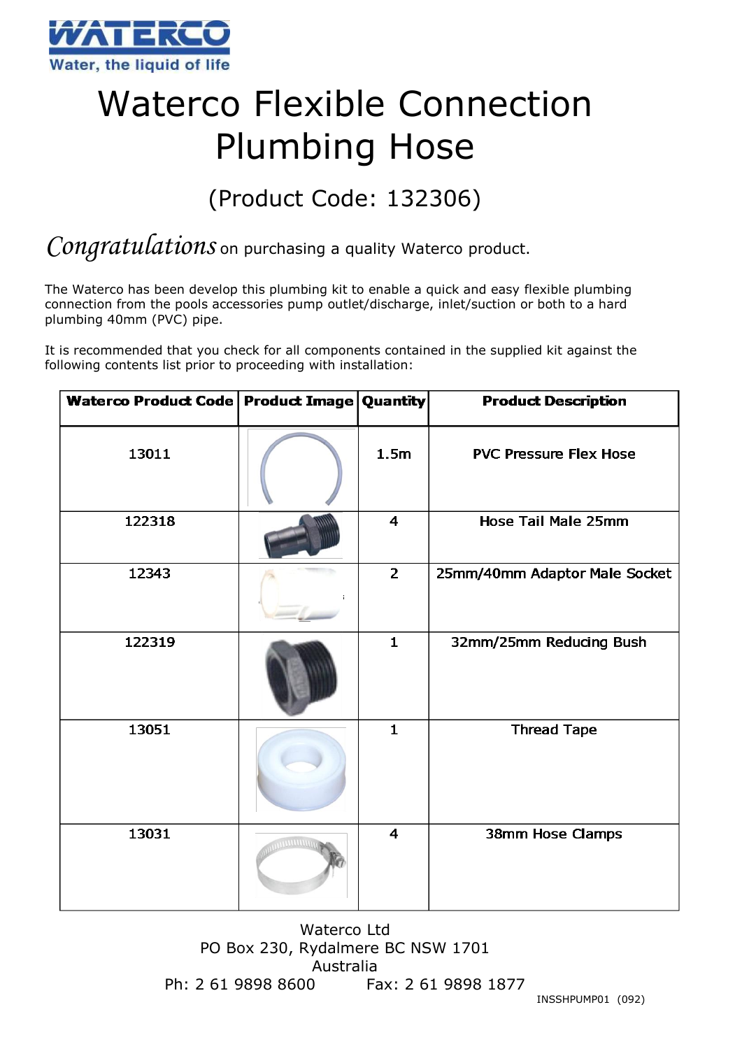WATERCO

Water, the liquid of life

# Waterco Flexible Connection Plumbing Hose

## (Product Code: 132306)

*Congratulations* on purchasing a quality Waterco product.

The Waterco has been develop this plumbing kit to enable a quick and easy flexible plumbing connection from the pools accessories pump outlet/discharge, inlet/suction or both to a hard plumbing 40mm (PVC) pipe.

It is recommended that you check for all components contained in the supplied kit against the following contents list prior to proceeding with installation:

| Waterco Product Code | Product Image | Quantity | Product Description |
|---|---|---|---|
| 13011 | | 1.5m | PVC Pressure Flex Hose |
| 122318 | | 4 | Hose Tail Male 25mm |
| 12343 | | 2 | 25mm/40mm Adaptor Male Socket |
| 122319 | | 1 | 32mm/25mm Reducing Bush |
| 13051 | | 1 | Thread Tape |
| 13031 | | 4 | 38mm Hose Clamps |

Waterco Ltd
PO Box 230, Rydalmere BC NSW 1701
Australia
Ph: 2 61 9898 8600 Fax: 2 61 9898 1877

INSSHPUMP01 (092)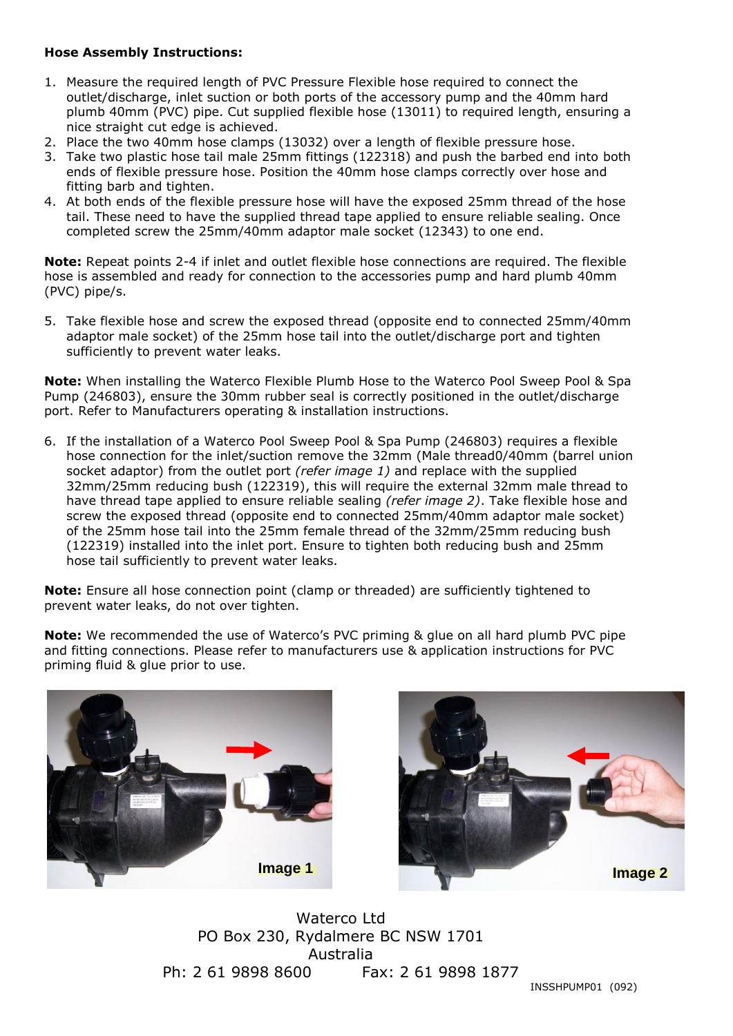**Hose Assembly Instructions:**

1. Measure the required length of PVC Pressure Flexible hose required to connect the outlet/discharge, inlet suction or both ports of the accessory pump and the 40mm hard plumb 40mm (PVC) pipe. Cut supplied flexible hose (13011) to required length, ensuring a nice straight cut edge is achieved.
2. Place the two 40mm hose clamps (13032) over a length of flexible pressure hose.
3. Take two plastic hose tail male 25mm fittings (122318) and push the barbed end into both ends of flexible pressure hose. Position the 40mm hose clamps correctly over hose and fitting barb and tighten.
4. At both ends of the flexible pressure hose will have the exposed 25mm thread of the hose tail. These need to have the supplied thread tape applied to ensure reliable sealing. Once completed screw the 25mm/40mm adaptor male socket (12343) to one end.

**Note:** Repeat points 2-4 if inlet and outlet flexible hose connections are required. The flexible hose is assembled and ready for connection to the accessories pump and hard plumb 40mm (PVC) pipe/s.

5. Take flexible hose and screw the exposed thread (opposite end to connected 25mm/40mm adaptor male socket) of the 25mm hose tail into the outlet/discharge port and tighten sufficiently to prevent water leaks.

**Note:** When installing the Waterco Flexible Plumb Hose to the Waterco Pool Sweep Pool & Spa Pump (246803), ensure the 30mm rubber seal is correctly positioned in the outlet/discharge port. Refer to Manufacturers operating & installation instructions.

6. If the installation of a Waterco Pool Sweep Pool & Spa Pump (246803) requires a flexible hose connection for the inlet/suction remove the 32mm (Male thread0/40mm (barrel union socket adaptor) from the outlet port *(refer image 1)* and replace with the supplied 32mm/25mm reducing bush (122319), this will require the external 32mm male thread to have thread tape applied to ensure reliable sealing *(refer image 2)*. Take flexible hose and screw the exposed thread (opposite end to connected 25mm/40mm adaptor male socket) of the 25mm hose tail into the 25mm female thread of the 32mm/25mm reducing bush (122319) installed into the inlet port. Ensure to tighten both reducing bush and 25mm hose tail sufficiently to prevent water leaks.

**Note:** Ensure all hose connection point (clamp or threaded) are sufficiently tightened to prevent water leaks, do not over tighten.

**Note:** We recommended the use of Waterco's PVC priming & glue on all hard plumb PVC pipe and fitting connections. Please refer to manufacturers use & application instructions for PVC priming fluid & glue prior to use.

Image 1

Image 2

Waterco Ltd
PO Box 230, Rydalmere BC NSW 1701
Australia
Ph: 2 61 9898 8600 Fax: 2 61 9898 1877

INSSHPUMP01 (092)